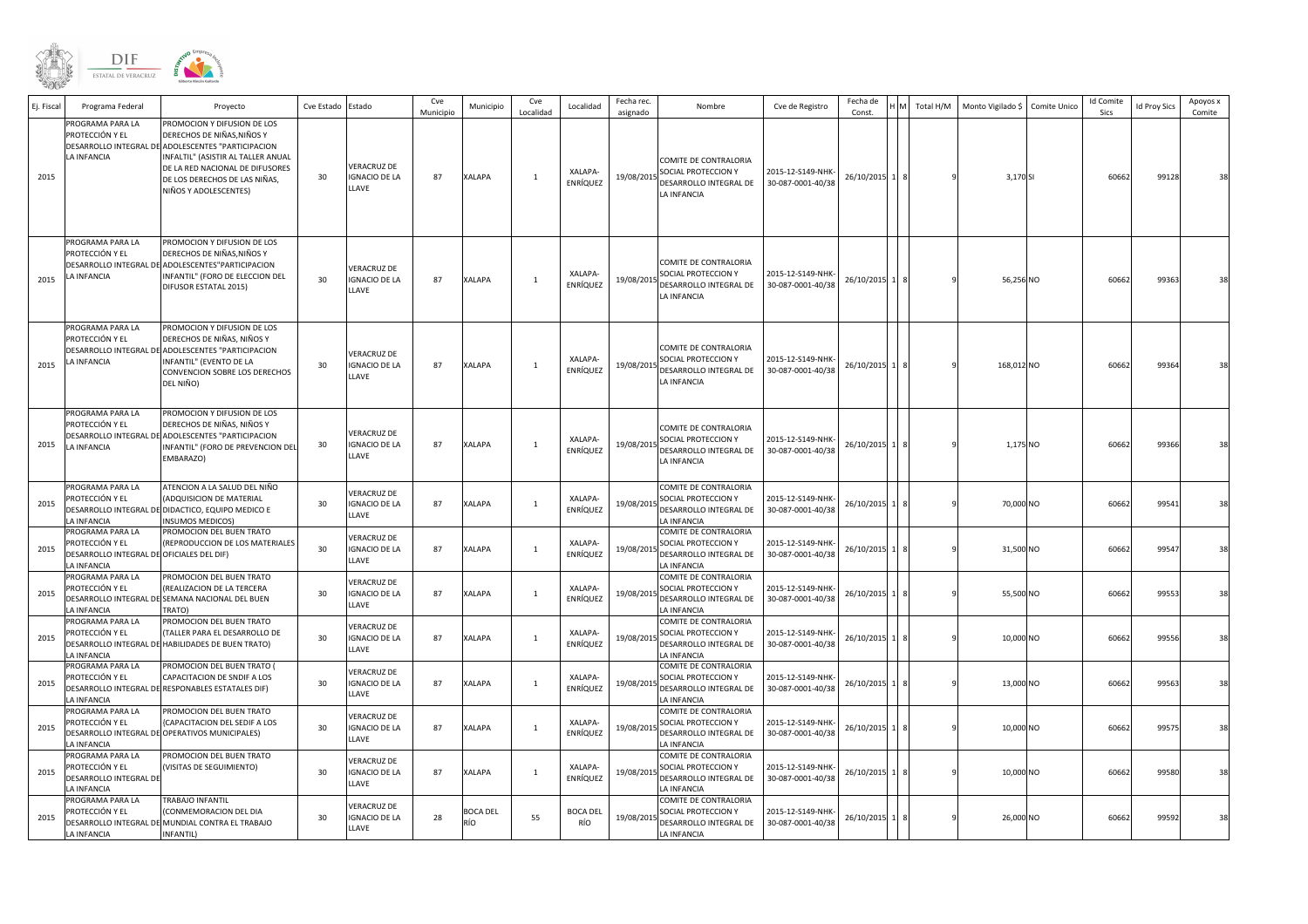DIF ESTATAL DE VERACRUZ

| Ej. Fiscal | Programa Federal | Proyecto | Cve Estado | Estado | Cve Municipio | Municipio | Cve Localidad | Localidad | Fecha rec. asignado | Nombre | Cve de Registro | Fecha de Const. | H | M | Total H/M | Monto Vigilado $ | Comite Unico | Id Comite Sics | Id Proy Sics | Apoyos x Comite |
|---|---|---|---|---|---|---|---|---|---|---|---|---|---|---|---|---|---|---|---|---|
| 2015 | PROGRAMA PARA LA PROTECCIÓN Y EL DESARROLLO INTEGRAL DE LA INFANCIA | PROMOCION Y DIFUSION DE LOS DERECHOS DE NIÑAS,NIÑOS Y ADOLESCENTES "PARTICIPACION INFALTIL" (ASISTIR AL TALLER ANUAL DE LA RED NACIONAL DE DIFUSORES DE LOS DERECHOS DE LAS NIÑAS, NIÑOS Y ADOLESCENTES) | 30 | VERACRUZ DE IGNACIO DE LA LLAVE | 87 | XALAPA | 1 | XALAPA-ENRÍQUEZ | 19/08/2015 | COMITE DE CONTRALORIA SOCIAL PROTECCION Y DESARROLLO INTEGRAL DE LA INFANCIA | 2015-12-S149-NHK-30-087-0001-40/38 | 26/10/2015 | 1 | 8 | 9 | 3,170 | SI | 60662 | 99128 | 38 |
| 2015 | PROGRAMA PARA LA PROTECCIÓN Y EL DESARROLLO INTEGRAL DE LA INFANCIA | PROMOCION Y DIFUSION DE LOS DERECHOS DE NIÑAS,NIÑOS Y ADOLESCENTES"PARTICIPACION INFANTIL" (FORO DE ELECCION DEL DIFUSOR ESTATAL 2015) | 30 | VERACRUZ DE IGNACIO DE LA LLAVE | 87 | XALAPA | 1 | XALAPA-ENRÍQUEZ | 19/08/2015 | COMITE DE CONTRALORIA SOCIAL PROTECCION Y DESARROLLO INTEGRAL DE LA INFANCIA | 2015-12-S149-NHK-30-087-0001-40/38 | 26/10/2015 | 1 | 8 | 9 | 56,256 | NO | 60662 | 99363 | 38 |
| 2015 | PROGRAMA PARA LA PROTECCIÓN Y EL DESARROLLO INTEGRAL DE LA INFANCIA | PROMOCION Y DIFUSION DE LOS DERECHOS DE NIÑAS, NIÑOS Y ADOLESCENTES "PARTICIPACION INFANTIL" (EVENTO DE LA CONVENCION SOBRE LOS DERECHOS DEL NIÑO) | 30 | VERACRUZ DE IGNACIO DE LA LLAVE | 87 | XALAPA | 1 | XALAPA-ENRÍQUEZ | 19/08/2015 | COMITE DE CONTRALORIA SOCIAL PROTECCION Y DESARROLLO INTEGRAL DE LA INFANCIA | 2015-12-S149-NHK-30-087-0001-40/38 | 26/10/2015 | 1 | 8 | 9 | 168,012 | NO | 60662 | 99364 | 38 |
| 2015 | PROGRAMA PARA LA PROTECCIÓN Y EL DESARROLLO INTEGRAL DE LA INFANCIA | PROMOCION Y DIFUSION DE LOS DERECHOS DE NIÑAS, NIÑOS Y ADOLESCENTES "PARTICIPACION INFANTIL" (FORO DE PREVENCION DEL EMBARAZO) | 30 | VERACRUZ DE IGNACIO DE LA LLAVE | 87 | XALAPA | 1 | XALAPA-ENRÍQUEZ | 19/08/2015 | COMITE DE CONTRALORIA SOCIAL PROTECCION Y DESARROLLO INTEGRAL DE LA INFANCIA | 2015-12-S149-NHK-30-087-0001-40/38 | 26/10/2015 | 1 | 8 | 9 | 1,175 | NO | 60662 | 99366 | 38 |
| 2015 | PROGRAMA PARA LA PROTECCIÓN Y EL DESARROLLO INTEGRAL DE LA INFANCIA | ATENCION A LA SALUD DEL NIÑO (ADQUISICION DE MATERIAL DIDACTICO, EQUIPO MEDICO E INSUMOS MEDICOS) | 30 | VERACRUZ DE IGNACIO DE LA LLAVE | 87 | XALAPA | 1 | XALAPA-ENRÍQUEZ | 19/08/2015 | COMITE DE CONTRALORIA SOCIAL PROTECCION Y DESARROLLO INTEGRAL DE LA INFANCIA | 2015-12-S149-NHK-30-087-0001-40/38 | 26/10/2015 | 1 | 8 | 9 | 70,000 | NO | 60662 | 99541 | 38 |
| 2015 | PROGRAMA PARA LA PROTECCIÓN Y EL DESARROLLO INTEGRAL DE LA INFANCIA | PROMOCION DEL BUEN TRATO (REPRODUCCION DE LOS MATERIALES OFICIALES DEL DIF) | 30 | VERACRUZ DE IGNACIO DE LA LLAVE | 87 | XALAPA | 1 | XALAPA-ENRÍQUEZ | 19/08/2015 | COMITE DE CONTRALORIA SOCIAL PROTECCION Y DESARROLLO INTEGRAL DE LA INFANCIA | 2015-12-S149-NHK-30-087-0001-40/38 | 26/10/2015 | 1 | 8 | 9 | 31,500 | NO | 60662 | 99547 | 38 |
| 2015 | PROGRAMA PARA LA PROTECCIÓN Y EL DESARROLLO INTEGRAL DE LA INFANCIA | PROMOCION DEL BUEN TRATO (REALIZACION DE LA TERCERA SEMANA NACIONAL DEL BUEN TRATO) | 30 | VERACRUZ DE IGNACIO DE LA LLAVE | 87 | XALAPA | 1 | XALAPA-ENRÍQUEZ | 19/08/2015 | COMITE DE CONTRALORIA SOCIAL PROTECCION Y DESARROLLO INTEGRAL DE LA INFANCIA | 2015-12-S149-NHK-30-087-0001-40/38 | 26/10/2015 | 1 | 8 | 9 | 55,500 | NO | 60662 | 99553 | 38 |
| 2015 | PROGRAMA PARA LA PROTECCIÓN Y EL DESARROLLO INTEGRAL DE LA INFANCIA | PROMOCION DEL BUEN TRATO (TALLER PARA EL DESARROLLO DE HABILIDADES DE BUEN TRATO) | 30 | VERACRUZ DE IGNACIO DE LA LLAVE | 87 | XALAPA | 1 | XALAPA-ENRÍQUEZ | 19/08/2015 | COMITE DE CONTRALORIA SOCIAL PROTECCION Y DESARROLLO INTEGRAL DE LA INFANCIA | 2015-12-S149-NHK-30-087-0001-40/38 | 26/10/2015 | 1 | 8 | 9 | 10,000 | NO | 60662 | 99556 | 38 |
| 2015 | PROGRAMA PARA LA PROTECCIÓN Y EL DESARROLLO INTEGRAL DE LA INFANCIA | PROMOCION DEL BUEN TRATO ( CAPACITACION DE SNDIF A LOS RESPONSABLES ESTATALES DIF) | 30 | VERACRUZ DE IGNACIO DE LA LLAVE | 87 | XALAPA | 1 | XALAPA-ENRÍQUEZ | 19/08/2015 | COMITE DE CONTRALORIA SOCIAL PROTECCION Y DESARROLLO INTEGRAL DE LA INFANCIA | 2015-12-S149-NHK-30-087-0001-40/38 | 26/10/2015 | 1 | 8 | 9 | 13,000 | NO | 60662 | 99563 | 38 |
| 2015 | PROGRAMA PARA LA PROTECCIÓN Y EL DESARROLLO INTEGRAL DE LA INFANCIA | PROMOCION DEL BUEN TRATO (CAPACITACION DEL SEDIF A LOS OPERATIVOS MUNICIPALES) | 30 | VERACRUZ DE IGNACIO DE LA LLAVE | 87 | XALAPA | 1 | XALAPA-ENRÍQUEZ | 19/08/2015 | COMITE DE CONTRALORIA SOCIAL PROTECCION Y DESARROLLO INTEGRAL DE LA INFANCIA | 2015-12-S149-NHK-30-087-0001-40/38 | 26/10/2015 | 1 | 8 | 9 | 10,000 | NO | 60662 | 99575 | 38 |
| 2015 | PROGRAMA PARA LA PROTECCIÓN Y EL DESARROLLO INTEGRAL DE LA INFANCIA | PROMOCION DEL BUEN TRATO (VISITAS DE SEGUIMIENTO) | 30 | VERACRUZ DE IGNACIO DE LA LLAVE | 87 | XALAPA | 1 | XALAPA-ENRÍQUEZ | 19/08/2015 | COMITE DE CONTRALORIA SOCIAL PROTECCION Y DESARROLLO INTEGRAL DE LA INFANCIA | 2015-12-S149-NHK-30-087-0001-40/38 | 26/10/2015 | 1 | 8 | 9 | 10,000 | NO | 60662 | 99580 | 38 |
| 2015 | PROGRAMA PARA LA PROTECCIÓN Y EL DESARROLLO INTEGRAL DE LA INFANCIA | TRABAJO INFANTIL (CONMEMORACION DEL DIA MUNDIAL CONTRA EL TRABAJO INFANTIL) | 30 | VERACRUZ DE IGNACIO DE LA LLAVE | 28 | BOCA DEL RÍO | 55 | BOCA DEL RÍO | 19/08/2015 | COMITE DE CONTRALORIA SOCIAL PROTECCION Y DESARROLLO INTEGRAL DE LA INFANCIA | 2015-12-S149-NHK-30-087-0001-40/38 | 26/10/2015 | 1 | 8 | 9 | 26,000 | NO | 60662 | 99592 | 38 |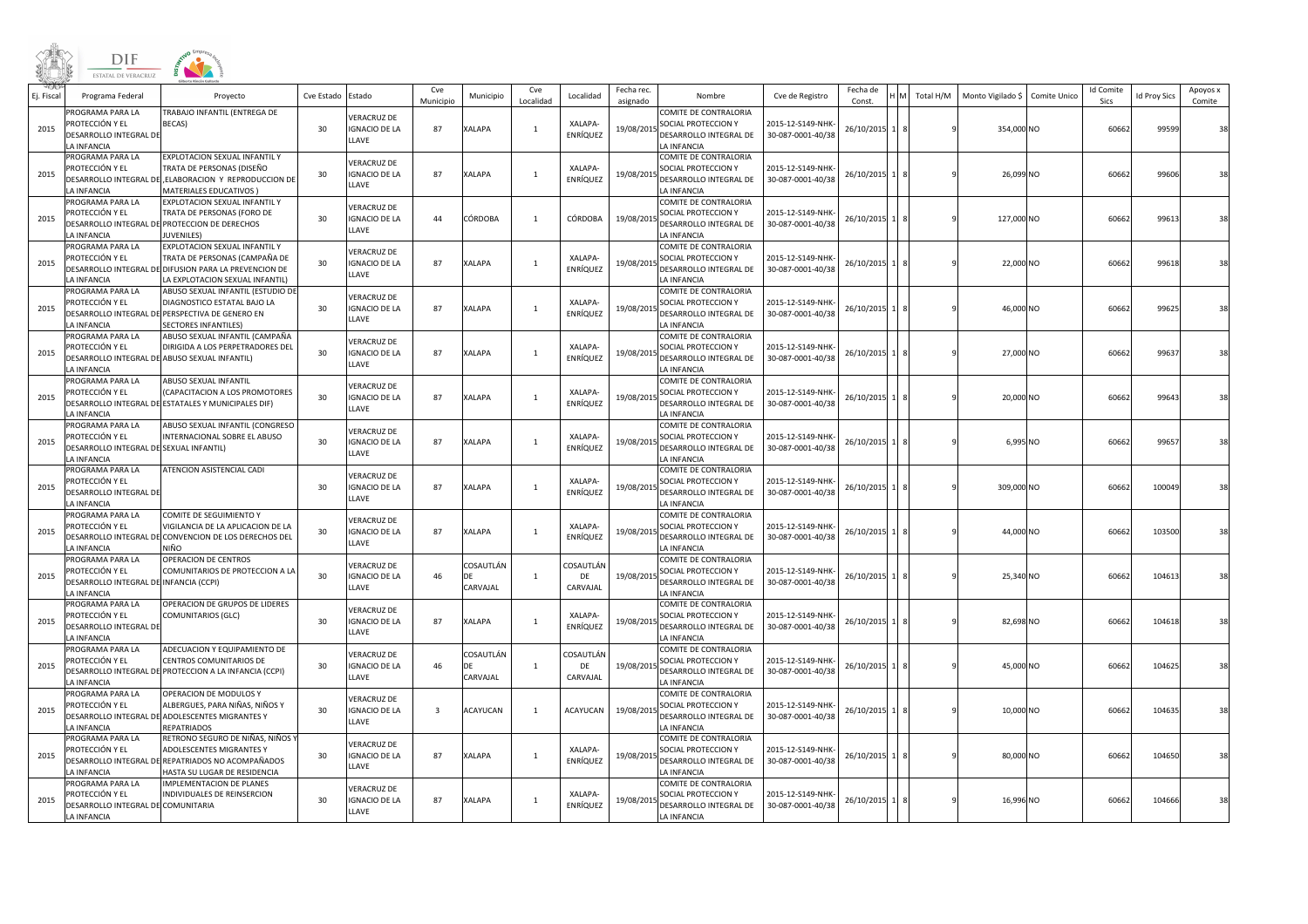| Ej. Fiscal | Programa Federal | Proyecto | Cve Estado | Estado | Cve Municipio | Municipio | Cve Localidad | Localidad | Fecha rec. asignado | Nombre | Cve de Registro | Fecha de Const. | H | M | Total H/M | Monto Vigilado $ | Comite Unico | Id Comite Sics | Id Proy Sics | Apoyos x Comite |
|---|---|---|---|---|---|---|---|---|---|---|---|---|---|---|---|---|---|---|---|---|
| 2015 | PROGRAMA PARA LA PROTECCIÓN Y EL DESARROLLO INTEGRAL DE LA INFANCIA | TRABAJO INFANTIL (ENTREGA DE BECAS) | 30 | VERACRUZ DE IGNACIO DE LA LLAVE | 87 | XALAPA | 1 | XALAPA-ENRÍQUEZ | 19/08/2015 | COMITE DE CONTRALORIA SOCIAL PROTECCION Y DESARROLLO INTEGRAL DE LA INFANCIA | 2015-12-S149-NHK-30-087-0001-40/38 | 26/10/2015 | 1 | 8 | 9 | 354,000 | NO | 60662 | 99599 | 38 |
| 2015 | PROGRAMA PARA LA PROTECCIÓN Y EL DESARROLLO INTEGRAL DE LA INFANCIA | EXPLOTACION SEXUAL INFANTIL Y TRATA DE PERSONAS (DISEÑO ,ELABORACION Y REPRODUCCION DE MATERIALES EDUCATIVOS ) | 30 | VERACRUZ DE IGNACIO DE LA LLAVE | 87 | XALAPA | 1 | XALAPA-ENRÍQUEZ | 19/08/2015 | COMITE DE CONTRALORIA SOCIAL PROTECCION Y DESARROLLO INTEGRAL DE LA INFANCIA | 2015-12-S149-NHK-30-087-0001-40/38 | 26/10/2015 | 1 | 8 | 9 | 26,099 | NO | 60662 | 99606 | 38 |
| 2015 | PROGRAMA PARA LA PROTECCIÓN Y EL DESARROLLO INTEGRAL DE LA INFANCIA | EXPLOTACION SEXUAL INFANTIL Y TRATA DE PERSONAS (FORO DE PROTECCION DE DERECHOS JUVENILES) | 30 | VERACRUZ DE IGNACIO DE LA LLAVE | 44 | CÓRDOBA | 1 | CÓRDOBA | 19/08/2015 | COMITE DE CONTRALORIA SOCIAL PROTECCION Y DESARROLLO INTEGRAL DE LA INFANCIA | 2015-12-S149-NHK-30-087-0001-40/38 | 26/10/2015 | 1 | 8 | 9 | 127,000 | NO | 60662 | 99613 | 38 |
| 2015 | PROGRAMA PARA LA PROTECCIÓN Y EL DESARROLLO INTEGRAL DE LA INFANCIA | EXPLOTACION SEXUAL INFANTIL Y TRATA DE PERSONAS (CAMPAÑA DE DIFUSION PARA LA PREVENCION DE LA EXPLOTACION SEXUAL INFANTIL) | 30 | VERACRUZ DE IGNACIO DE LA LLAVE | 87 | XALAPA | 1 | XALAPA-ENRÍQUEZ | 19/08/2015 | COMITE DE CONTRALORIA SOCIAL PROTECCION Y DESARROLLO INTEGRAL DE LA INFANCIA | 2015-12-S149-NHK-30-087-0001-40/38 | 26/10/2015 | 1 | 8 | 9 | 22,000 | NO | 60662 | 99618 | 38 |
| 2015 | PROGRAMA PARA LA PROTECCIÓN Y EL DESARROLLO INTEGRAL DE LA INFANCIA | ABUSO SEXUAL INFANTIL (ESTUDIO DE DIAGNOSTICO ESTATAL BAJO LA PERSPECTIVA DE GENERO EN SECTORES INFANTILES) | 30 | VERACRUZ DE IGNACIO DE LA LLAVE | 87 | XALAPA | 1 | XALAPA-ENRÍQUEZ | 19/08/2015 | COMITE DE CONTRALORIA SOCIAL PROTECCION Y DESARROLLO INTEGRAL DE LA INFANCIA | 2015-12-S149-NHK-30-087-0001-40/38 | 26/10/2015 | 1 | 8 | 9 | 46,000 | NO | 60662 | 99625 | 38 |
| 2015 | PROGRAMA PARA LA PROTECCIÓN Y EL DESARROLLO INTEGRAL DE LA INFANCIA | ABUSO SEXUAL INFANTIL (CAMPAÑA DIRIGIDA A LOS PERPETRADORES DEL ABUSO SEXUAL INFANTIL) | 30 | VERACRUZ DE IGNACIO DE LA LLAVE | 87 | XALAPA | 1 | XALAPA-ENRÍQUEZ | 19/08/2015 | COMITE DE CONTRALORIA SOCIAL PROTECCION Y DESARROLLO INTEGRAL DE LA INFANCIA | 2015-12-S149-NHK-30-087-0001-40/38 | 26/10/2015 | 1 | 8 | 9 | 27,000 | NO | 60662 | 99637 | 38 |
| 2015 | PROGRAMA PARA LA PROTECCIÓN Y EL DESARROLLO INTEGRAL DE LA INFANCIA | ABUSO SEXUAL INFANTIL (CAPACITACION A LOS PROMOTORES ESTATALES Y MUNICIPALES DIF) | 30 | VERACRUZ DE IGNACIO DE LA LLAVE | 87 | XALAPA | 1 | XALAPA-ENRÍQUEZ | 19/08/2015 | COMITE DE CONTRALORIA SOCIAL PROTECCION Y DESARROLLO INTEGRAL DE LA INFANCIA | 2015-12-S149-NHK-30-087-0001-40/38 | 26/10/2015 | 1 | 8 | 9 | 20,000 | NO | 60662 | 99643 | 38 |
| 2015 | PROGRAMA PARA LA PROTECCIÓN Y EL DESARROLLO INTEGRAL DE LA INFANCIA | ABUSO SEXUAL INFANTIL (CONGRESO INTERNACIONAL SOBRE EL ABUSO SEXUAL INFANTIL) | 30 | VERACRUZ DE IGNACIO DE LA LLAVE | 87 | XALAPA | 1 | XALAPA-ENRÍQUEZ | 19/08/2015 | COMITE DE CONTRALORIA SOCIAL PROTECCION Y DESARROLLO INTEGRAL DE LA INFANCIA | 2015-12-S149-NHK-30-087-0001-40/38 | 26/10/2015 | 1 | 8 | 9 | 6,995 | NO | 60662 | 99657 | 38 |
| 2015 | PROGRAMA PARA LA PROTECCIÓN Y EL DESARROLLO INTEGRAL DE LA INFANCIA | ATENCION ASISTENCIAL CADI | 30 | VERACRUZ DE IGNACIO DE LA LLAVE | 87 | XALAPA | 1 | XALAPA-ENRÍQUEZ | 19/08/2015 | COMITE DE CONTRALORIA SOCIAL PROTECCION Y DESARROLLO INTEGRAL DE LA INFANCIA | 2015-12-S149-NHK-30-087-0001-40/38 | 26/10/2015 | 1 | 8 | 9 | 309,000 | NO | 60662 | 100049 | 38 |
| 2015 | PROGRAMA PARA LA PROTECCIÓN Y EL DESARROLLO INTEGRAL DE LA INFANCIA | COMITE DE SEGUIMIENTO Y VIGILANCIA DE LA APLICACION DE LA CONVENCION DE LOS DERECHOS DEL NIÑO | 30 | VERACRUZ DE IGNACIO DE LA LLAVE | 87 | XALAPA | 1 | XALAPA-ENRÍQUEZ | 19/08/2015 | COMITE DE CONTRALORIA SOCIAL PROTECCION Y DESARROLLO INTEGRAL DE LA INFANCIA | 2015-12-S149-NHK-30-087-0001-40/38 | 26/10/2015 | 1 | 8 | 9 | 44,000 | NO | 60662 | 103500 | 38 |
| 2015 | PROGRAMA PARA LA PROTECCIÓN Y EL DESARROLLO INTEGRAL DE LA INFANCIA | OPERACION DE CENTROS COMUNITARIOS DE PROTECCION A LA INFANCIA (CCPI) | 30 | VERACRUZ DE IGNACIO DE LA LLAVE | 46 | COSAUTLÁN DE CARVAJAL | 1 | COSAUTLÁN DE CARVAJAL | 19/08/2015 | COMITE DE CONTRALORIA SOCIAL PROTECCION Y DESARROLLO INTEGRAL DE LA INFANCIA | 2015-12-S149-NHK-30-087-0001-40/38 | 26/10/2015 | 1 | 8 | 9 | 25,340 | NO | 60662 | 104613 | 38 |
| 2015 | PROGRAMA PARA LA PROTECCIÓN Y EL DESARROLLO INTEGRAL DE LA INFANCIA | OPERACION DE GRUPOS DE LIDERES COMUNITARIOS (GLC) | 30 | VERACRUZ DE IGNACIO DE LA LLAVE | 87 | XALAPA | 1 | XALAPA-ENRÍQUEZ | 19/08/2015 | COMITE DE CONTRALORIA SOCIAL PROTECCION Y DESARROLLO INTEGRAL DE LA INFANCIA | 2015-12-S149-NHK-30-087-0001-40/38 | 26/10/2015 | 1 | 8 | 9 | 82,698 | NO | 60662 | 104618 | 38 |
| 2015 | PROGRAMA PARA LA PROTECCIÓN Y EL DESARROLLO INTEGRAL DE LA INFANCIA | ADECUACION Y EQUIPAMIENTO DE CENTROS COMUNITARIOS DE PROTECCION A LA INFANCIA (CCPI) | 30 | VERACRUZ DE IGNACIO DE LA LLAVE | 46 | COSAUTLÁN DE CARVAJAL | 1 | COSAUTLÁN DE CARVAJAL | 19/08/2015 | COMITE DE CONTRALORIA SOCIAL PROTECCION Y DESARROLLO INTEGRAL DE LA INFANCIA | 2015-12-S149-NHK-30-087-0001-40/38 | 26/10/2015 | 1 | 8 | 9 | 45,000 | NO | 60662 | 104625 | 38 |
| 2015 | PROGRAMA PARA LA PROTECCIÓN Y EL DESARROLLO INTEGRAL DE LA INFANCIA | OPERACION DE MODULOS Y ALBERGUES, PARA NIÑAS, NIÑOS Y ADOLESCENTES MIGRANTES Y REPATRIADOS | 30 | VERACRUZ DE IGNACIO DE LA LLAVE | 3 | ACAYUCAN | 1 | ACAYUCAN | 19/08/2015 | COMITE DE CONTRALORIA SOCIAL PROTECCION Y DESARROLLO INTEGRAL DE LA INFANCIA | 2015-12-S149-NHK-30-087-0001-40/38 | 26/10/2015 | 1 | 8 | 9 | 10,000 | NO | 60662 | 104635 | 38 |
| 2015 | PROGRAMA PARA LA PROTECCIÓN Y EL DESARROLLO INTEGRAL DE LA INFANCIA | RETRONO SEGURO DE NIÑAS, NIÑOS Y ADOLESCENTES MIGRANTES Y REPATRIADOS NO ACOMPAÑADOS HASTA SU LUGAR DE RESIDENCIA | 30 | VERACRUZ DE IGNACIO DE LA LLAVE | 87 | XALAPA | 1 | XALAPA-ENRÍQUEZ | 19/08/2015 | COMITE DE CONTRALORIA SOCIAL PROTECCION Y DESARROLLO INTEGRAL DE LA INFANCIA | 2015-12-S149-NHK-30-087-0001-40/38 | 26/10/2015 | 1 | 8 | 9 | 80,000 | NO | 60662 | 104650 | 38 |
| 2015 | PROGRAMA PARA LA PROTECCIÓN Y EL DESARROLLO INTEGRAL DE LA INFANCIA | IMPLEMENTACION DE PLANES INDIVIDUALES DE REINSERCION COMUNITARIA | 30 | VERACRUZ DE IGNACIO DE LA LLAVE | 87 | XALAPA | 1 | XALAPA-ENRÍQUEZ | 19/08/2015 | COMITE DE CONTRALORIA SOCIAL PROTECCION Y DESARROLLO INTEGRAL DE LA INFANCIA | 2015-12-S149-NHK-30-087-0001-40/38 | 26/10/2015 | 1 | 8 | 9 | 16,996 | NO | 60662 | 104666 | 38 |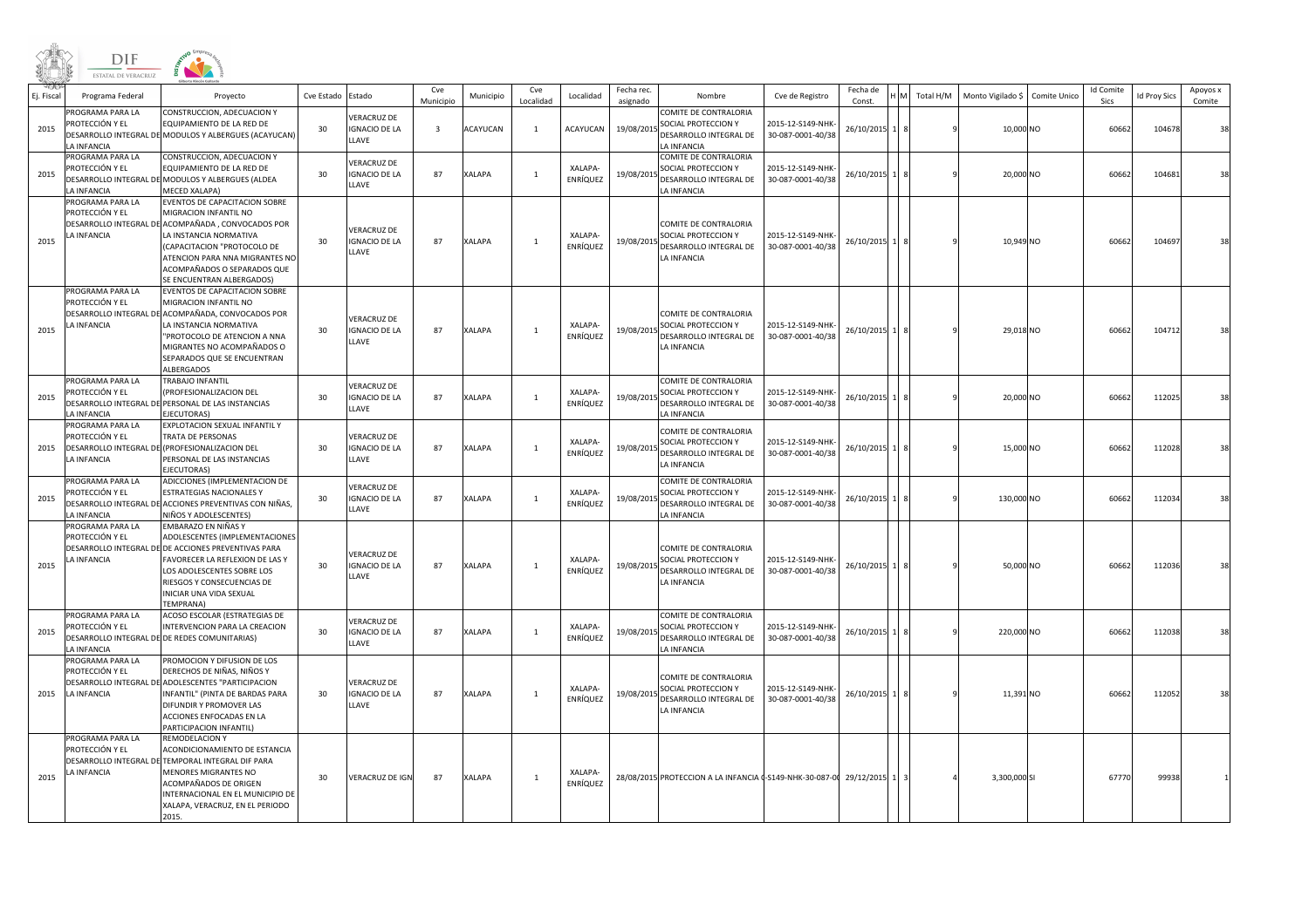| Ej. Fiscal | Programa Federal | Proyecto | Cve Estado | Estado | Cve Municipio | Municipio | Cve Localidad | Localidad | Fecha rec. asignado | Nombre | Cve de Registro | Fecha de Const. | H | M | Total H/M | Monto Vigilado $ | Comite Unico | Id Comite Sics | Id Proy Sics | Apoyos x Comite |
|---|---|---|---|---|---|---|---|---|---|---|---|---|---|---|---|---|---|---|---|---|
| 2015 | PROGRAMA PARA LA PROTECCIÓN Y EL DESARROLLO INTEGRAL DE LA INFANCIA | CONSTRUCCION, ADECUACION Y EQUIPAMIENTO DE LA RED DE MODULOS Y ALBERGUES (ACAYUCAN) | 30 | VERACRUZ DE IGNACIO DE LA LLAVE | 3 | ACAYUCAN | 1 | ACAYUCAN | 19/08/2015 | COMITE DE CONTRALORIA SOCIAL PROTECCION Y DESARROLLO INTEGRAL DE LA INFANCIA | 2015-12-S149-NHK-30-087-0001-40/38 | 26/10/2015 | 1 | 8 | 9 | 10,000 | NO | 60662 | 104678 | 38 |
| 2015 | PROGRAMA PARA LA PROTECCIÓN Y EL DESARROLLO INTEGRAL DE LA INFANCIA | CONSTRUCCION, ADECUACION Y EQUIPAMIENTO DE LA RED DE MODULOS Y ALBERGUES (ALDEA MECED XALAPA) | 30 | VERACRUZ DE IGNACIO DE LA LLAVE | 87 | XALAPA | 1 | XALAPA-ENRÍQUEZ | 19/08/2015 | COMITE DE CONTRALORIA SOCIAL PROTECCION Y DESARROLLO INTEGRAL DE LA INFANCIA | 2015-12-S149-NHK-30-087-0001-40/38 | 26/10/2015 | 1 | 8 | 9 | 20,000 | NO | 60662 | 104681 | 38 |
| 2015 | PROGRAMA PARA LA PROTECCIÓN Y EL DESARROLLO INTEGRAL DE LA INFANCIA | EVENTOS DE CAPACITACION SOBRE MIGRACION INFANTIL NO ACOMPAÑADA , CONVOCADOS POR LA INSTANCIA NORMATIVA (CAPACITACION "PROTOCOLO DE ATENCION PARA NNA MIGRANTES NO ACOMPAÑADOS O SEPARADOS QUE SE ENCUENTRAN ALBERGADOS) | 30 | VERACRUZ DE IGNACIO DE LA LLAVE | 87 | XALAPA | 1 | XALAPA-ENRÍQUEZ | 19/08/2015 | COMITE DE CONTRALORIA SOCIAL PROTECCION Y DESARROLLO INTEGRAL DE LA INFANCIA | 2015-12-S149-NHK-30-087-0001-40/38 | 26/10/2015 | 1 | 8 | 9 | 10,949 | NO | 60662 | 104697 | 38 |
| 2015 | PROGRAMA PARA LA PROTECCIÓN Y EL DESARROLLO INTEGRAL DE LA INFANCIA | EVENTOS DE CAPACITACION SOBRE MIGRACION INFANTIL NO ACOMPAÑADA, CONVOCADOS POR LA INSTANCIA NORMATIVA "PROTOCOLO DE ATENCION A NNA MIGRANTES NO ACOMPAÑADOS O SEPARADOS QUE SE ENCUENTRAN ALBERGADOS | 30 | VERACRUZ DE IGNACIO DE LA LLAVE | 87 | XALAPA | 1 | XALAPA-ENRÍQUEZ | 19/08/2015 | COMITE DE CONTRALORIA SOCIAL PROTECCION Y DESARROLLO INTEGRAL DE LA INFANCIA | 2015-12-S149-NHK-30-087-0001-40/38 | 26/10/2015 | 1 | 8 | 9 | 29,018 | NO | 60662 | 104712 | 38 |
| 2015 | PROGRAMA PARA LA PROTECCIÓN Y EL DESARROLLO INTEGRAL DE LA INFANCIA | TRABAJO INFANTIL (PROFESIONALIZACION DEL PERSONAL DE LAS INSTANCIAS EJECUTORAS) | 30 | VERACRUZ DE IGNACIO DE LA LLAVE | 87 | XALAPA | 1 | XALAPA-ENRÍQUEZ | 19/08/2015 | COMITE DE CONTRALORIA SOCIAL PROTECCION Y DESARROLLO INTEGRAL DE LA INFANCIA | 2015-12-S149-NHK-30-087-0001-40/38 | 26/10/2015 | 1 | 8 | 9 | 20,000 | NO | 60662 | 112025 | 38 |
| 2015 | PROGRAMA PARA LA PROTECCIÓN Y EL DESARROLLO INTEGRAL DE LA INFANCIA | EXPLOTACION SEXUAL INFANTIL Y TRATA DE PERSONAS (PROFESIONALIZACION DEL PERSONAL DE LAS INSTANCIAS EJECUTORAS) | 30 | VERACRUZ DE IGNACIO DE LA LLAVE | 87 | XALAPA | 1 | XALAPA-ENRÍQUEZ | 19/08/2015 | COMITE DE CONTRALORIA SOCIAL PROTECCION Y DESARROLLO INTEGRAL DE LA INFANCIA | 2015-12-S149-NHK-30-087-0001-40/38 | 26/10/2015 | 1 | 8 | 9 | 15,000 | NO | 60662 | 112028 | 38 |
| 2015 | PROGRAMA PARA LA PROTECCIÓN Y EL DESARROLLO INTEGRAL DE LA INFANCIA | ADICCIONES (IMPLEMENTACION DE ESTRATEGIAS NACIONALES Y ACCIONES PREVENTIVAS CON NIÑAS, NIÑOS Y ADOLESCENTES) | 30 | VERACRUZ DE IGNACIO DE LA LLAVE | 87 | XALAPA | 1 | XALAPA-ENRÍQUEZ | 19/08/2015 | COMITE DE CONTRALORIA SOCIAL PROTECCION Y DESARROLLO INTEGRAL DE LA INFANCIA | 2015-12-S149-NHK-30-087-0001-40/38 | 26/10/2015 | 1 | 8 | 9 | 130,000 | NO | 60662 | 112034 | 38 |
| 2015 | PROGRAMA PARA LA PROTECCIÓN Y EL DESARROLLO INTEGRAL DE LA INFANCIA | EMBARAZO EN NIÑAS Y ADOLESCENTES (IMPLEMENTACIONES DE ACCIONES PREVENTIVAS PARA FAVORECER LA REFLEXION DE LAS Y LOS ADOLESCENTES SOBRE LOS RIESGOS Y CONSECUENCIAS DE INICIAR UNA VIDA SEXUAL TEMPRANA) | 30 | VERACRUZ DE IGNACIO DE LA LLAVE | 87 | XALAPA | 1 | XALAPA-ENRÍQUEZ | 19/08/2015 | COMITE DE CONTRALORIA SOCIAL PROTECCION Y DESARROLLO INTEGRAL DE LA INFANCIA | 2015-12-S149-NHK-30-087-0001-40/38 | 26/10/2015 | 1 | 8 | 9 | 50,000 | NO | 60662 | 112036 | 38 |
| 2015 | PROGRAMA PARA LA PROTECCIÓN Y EL DESARROLLO INTEGRAL DE LA INFANCIA | ACOSO ESCOLAR (ESTRATEGIAS DE INTERVENCION PARA LA CREACION DE REDES COMUNITARIAS) | 30 | VERACRUZ DE IGNACIO DE LA LLAVE | 87 | XALAPA | 1 | XALAPA-ENRÍQUEZ | 19/08/2015 | COMITE DE CONTRALORIA SOCIAL PROTECCION Y DESARROLLO INTEGRAL DE LA INFANCIA | 2015-12-S149-NHK-30-087-0001-40/38 | 26/10/2015 | 1 | 8 | 9 | 220,000 | NO | 60662 | 112038 | 38 |
| 2015 | PROGRAMA PARA LA PROTECCIÓN Y EL DESARROLLO INTEGRAL DE LA INFANCIA | PROMOCION Y DIFUSION DE LOS DERECHOS DE NIÑAS, NIÑOS Y ADOLESCENTES "PARTICIPACION INFANTIL" (PINTA DE BARDAS PARA DIFUNDIR Y PROMOVER LAS ACCIONES ENFOCADAS EN LA PARTICIPACION INFANTIL) | 30 | VERACRUZ DE IGNACIO DE LA LLAVE | 87 | XALAPA | 1 | XALAPA-ENRÍQUEZ | 19/08/2015 | COMITE DE CONTRALORIA SOCIAL PROTECCION Y DESARROLLO INTEGRAL DE LA INFANCIA | 2015-12-S149-NHK-30-087-0001-40/38 | 26/10/2015 | 1 | 8 | 9 | 11,391 | NO | 60662 | 112052 | 38 |
| 2015 | PROGRAMA PARA LA PROTECCIÓN Y EL DESARROLLO INTEGRAL DE LA INFANCIA | REMODELACION Y ACONDICIONAMIENTO DE ESTANCIA TEMPORAL INTEGRAL DIF PARA MENORES MIGRANTES NO ACOMPAÑADOS DE ORIGEN INTERNACIONAL EN EL MUNICIPIO DE XALAPA, VERACRUZ, EN EL PERIODO 2015. | 30 | VERACRUZ DE IGN | 87 | XALAPA | 1 | XALAPA-ENRÍQUEZ | 28/08/2015 | PROTECCION A LA INFANCIA | (-S149-NHK-30-087-0( | 29/12/2015 | 1 | 3 | 4 | 3,300,000 | SI | 67770 | 99938 | 1 |